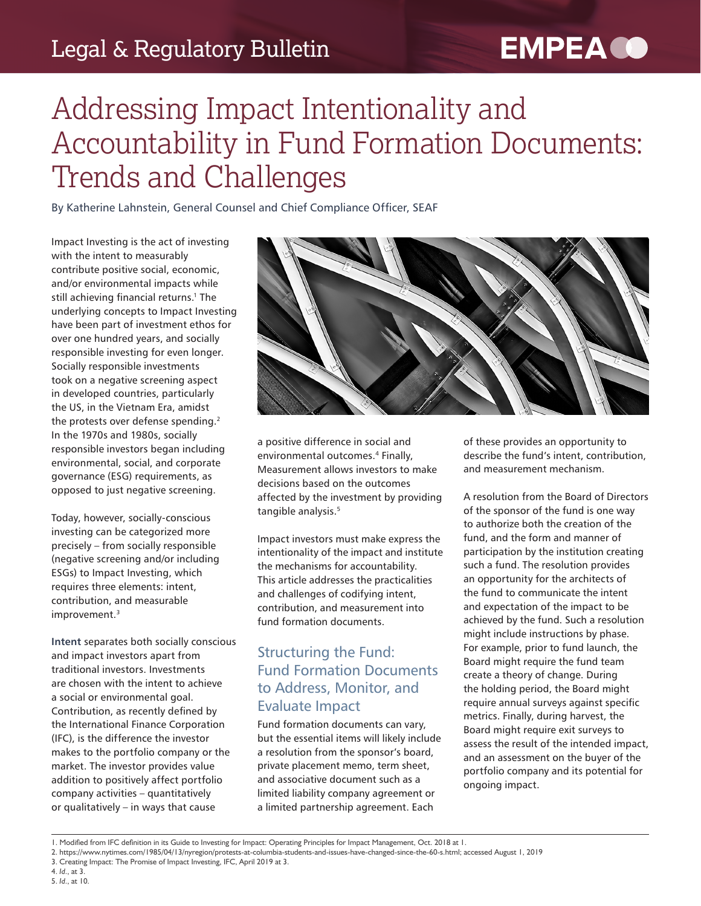# Addressing Impact Intentionality and Accountability in Fund Formation Documents: Trends and Challenges

By Katherine Lahnstein, General Counsel and Chief Compliance Officer, SEAF

Impact Investing is the act of investing with the intent to measurably contribute positive social, economic, and/or environmental impacts while still achieving financial returns.[1] The underlying concepts to Impact Investing have been part of investment ethos for over one hundred years, and socially responsible investing for even longer. Socially responsible investments took on a negative screening aspect in developed countries, particularly the US, in the Vietnam Era, amidst the protests over defense spending.[2] In the 1970s and 1980s, socially responsible investors began including environmental, social, and corporate governance (ESG) requirements, as opposed to just negative screening.

Today, however, socially-conscious investing can be categorized more precisely – from socially responsible (negative screening and/or including ESGs) to Impact Investing, which requires three elements: intent, contribution, and measurable improvement.[3]

**Intent** separates both socially conscious and impact investors apart from traditional investors. Investments are chosen with the intent to achieve a social or environmental goal. Contribution, as recently defined by the International Finance Corporation (IFC), is the difference the investor makes to the portfolio company or the market. The investor provides value addition to positively affect portfolio company activities – quantitatively or qualitatively – in ways that cause a positive difference in social and environmental outcomes.[4] Finally, Measurement allows investors to make decisions based on the outcomes affected by the investment by providing tangible analysis.[5]

Impact investors must make express the intentionality of the impact and institute the mechanisms for accountability. This article addresses the practicalities and challenges of codifying intent, contribution, and measurement into fund formation documents.

## Structuring the Fund: Fund Formation Documents to Address, Monitor, and Evaluate Impact

Fund formation documents can vary, but the essential items will likely include a resolution from the sponsor's board, private placement memo, term sheet, and associative document such as a limited liability company agreement or a limited partnership agreement. Each of these provides an opportunity to describe the fund's intent, contribution, and measurement mechanism.

A resolution from the Board of Directors of the sponsor of the fund is one way to authorize both the creation of the fund, and the form and manner of participation by the institution creating such a fund. The resolution provides an opportunity for the architects of the fund to communicate the intent and expectation of the impact to be achieved by the fund. Such a resolution might include instructions by phase. For example, prior to fund launch, the Board might require the fund team create a theory of change. During the holding period, the Board might require annual surveys against specific metrics. Finally, during harvest, the Board might require exit surveys to assess the result of the intended impact, and an assessment on the buyer of the portfolio company and its potential for ongoing impact.

---

1. Modified from IFC definition in its Guide to Investing for Impact: Operating Principles for Impact Management, Oct. 2018 at 1.
2. https://www.nytimes.com/1985/04/13/nyregion/protests-at-columbia-students-and-issues-have-changed-since-the-60-s.html; accessed August 1, 2019
3. Creating Impact: The Promise of Impact Investing, IFC, April 2019 at 3.
4. *Id.*, at 3.
5. *Id.*, at 10.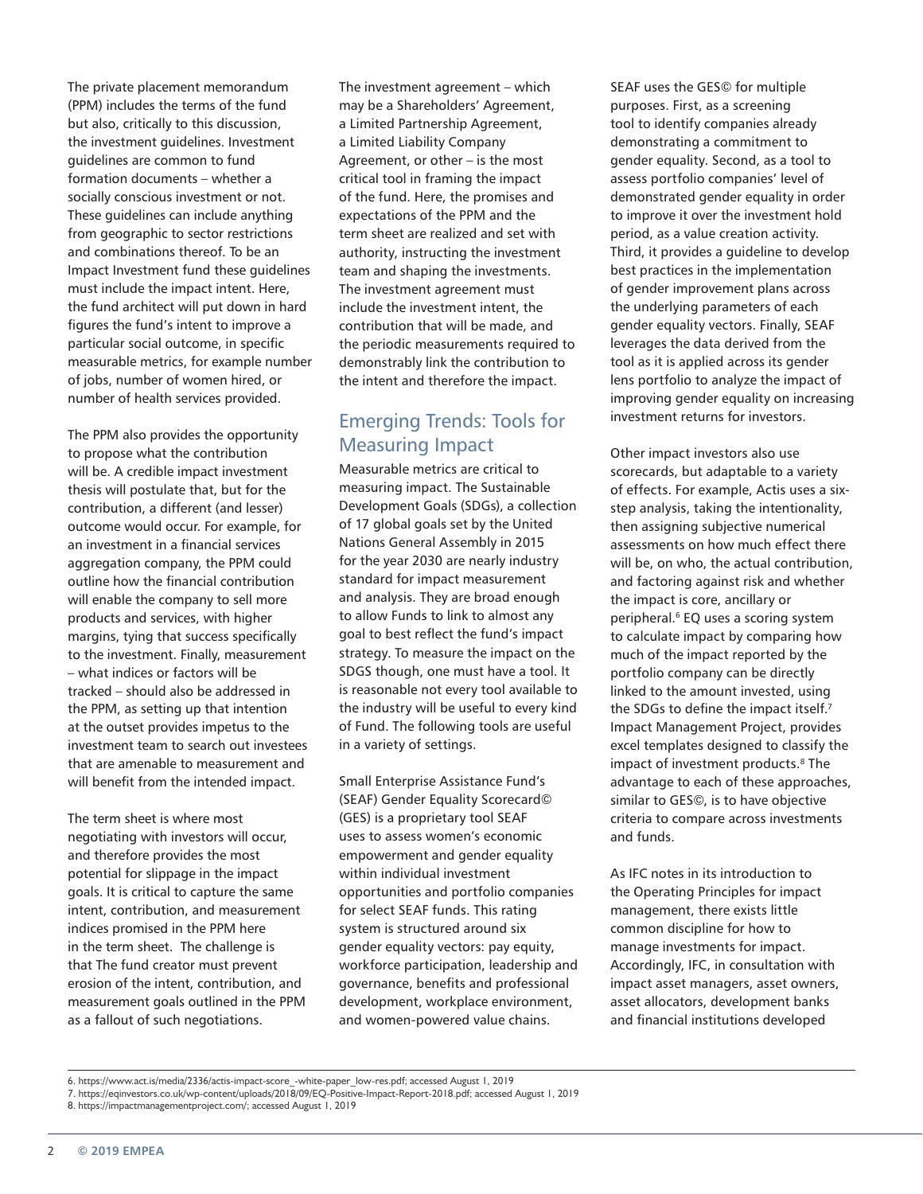The private placement memorandum (PPM) includes the terms of the fund but also, critically to this discussion, the investment guidelines. Investment guidelines are common to fund formation documents – whether a socially conscious investment or not. These guidelines can include anything from geographic to sector restrictions and combinations thereof. To be an Impact Investment fund these guidelines must include the impact intent. Here, the fund architect will put down in hard figures the fund's intent to improve a particular social outcome, in specific measurable metrics, for example number of jobs, number of women hired, or number of health services provided.

The PPM also provides the opportunity to propose what the contribution will be. A credible impact investment thesis will postulate that, but for the contribution, a different (and lesser) outcome would occur. For example, for an investment in a financial services aggregation company, the PPM could outline how the financial contribution will enable the company to sell more products and services, with higher margins, tying that success specifically to the investment. Finally, measurement – what indices or factors will be tracked – should also be addressed in the PPM, as setting up that intention at the outset provides impetus to the investment team to search out investees that are amenable to measurement and will benefit from the intended impact.

The term sheet is where most negotiating with investors will occur, and therefore provides the most potential for slippage in the impact goals. It is critical to capture the same intent, contribution, and measurement indices promised in the PPM here in the term sheet. The challenge is that The fund creator must prevent erosion of the intent, contribution, and measurement goals outlined in the PPM as a fallout of such negotiations.

The investment agreement – which may be a Shareholders' Agreement, a Limited Partnership Agreement, a Limited Liability Company Agreement, or other – is the most critical tool in framing the impact of the fund. Here, the promises and expectations of the PPM and the term sheet are realized and set with authority, instructing the investment team and shaping the investments. The investment agreement must include the investment intent, the contribution that will be made, and the periodic measurements required to demonstrably link the contribution to the intent and therefore the impact.

## Emerging Trends: Tools for Measuring Impact

Measurable metrics are critical to measuring impact. The Sustainable Development Goals (SDGs), a collection of 17 global goals set by the United Nations General Assembly in 2015 for the year 2030 are nearly industry standard for impact measurement and analysis. They are broad enough to allow Funds to link to almost any goal to best reflect the fund's impact strategy. To measure the impact on the SDGS though, one must have a tool. It is reasonable not every tool available to the industry will be useful to every kind of Fund. The following tools are useful in a variety of settings.

Small Enterprise Assistance Fund's (SEAF) Gender Equality Scorecard© (GES) is a proprietary tool SEAF uses to assess women's economic empowerment and gender equality within individual investment opportunities and portfolio companies for select SEAF funds. This rating system is structured around six gender equality vectors: pay equity, workforce participation, leadership and governance, benefits and professional development, workplace environment, and women-powered value chains.

SEAF uses the GES© for multiple purposes. First, as a screening tool to identify companies already demonstrating a commitment to gender equality. Second, as a tool to assess portfolio companies' level of demonstrated gender equality in order to improve it over the investment hold period, as a value creation activity. Third, it provides a guideline to develop best practices in the implementation of gender improvement plans across the underlying parameters of each gender equality vectors. Finally, SEAF leverages the data derived from the tool as it is applied across its gender lens portfolio to analyze the impact of improving gender equality on increasing investment returns for investors.

Other impact investors also use scorecards, but adaptable to a variety of effects. For example, Actis uses a six-step analysis, taking the intentionality, then assigning subjective numerical assessments on how much effect there will be, on who, the actual contribution, and factoring against risk and whether the impact is core, ancillary or peripheral.[6] EQ uses a scoring system to calculate impact by comparing how much of the impact reported by the portfolio company can be directly linked to the amount invested, using the SDGs to define the impact itself.[7] Impact Management Project, provides excel templates designed to classify the impact of investment products.[8] The advantage to each of these approaches, similar to GES©, is to have objective criteria to compare across investments and funds.

As IFC notes in its introduction to the Operating Principles for impact management, there exists little common discipline for how to manage investments for impact. Accordingly, IFC, in consultation with impact asset managers, asset owners, asset allocators, development banks and financial institutions developed

6. https://www.act.is/media/2336/actis-impact-score_-white-paper_low-res.pdf; accessed August 1, 2019
7. https://eqinvestors.co.uk/wp-content/uploads/2018/09/EQ-Positive-Impact-Report-2018.pdf; accessed August 1, 2019
8. https://impactmanagementproject.com/; accessed August 1, 2019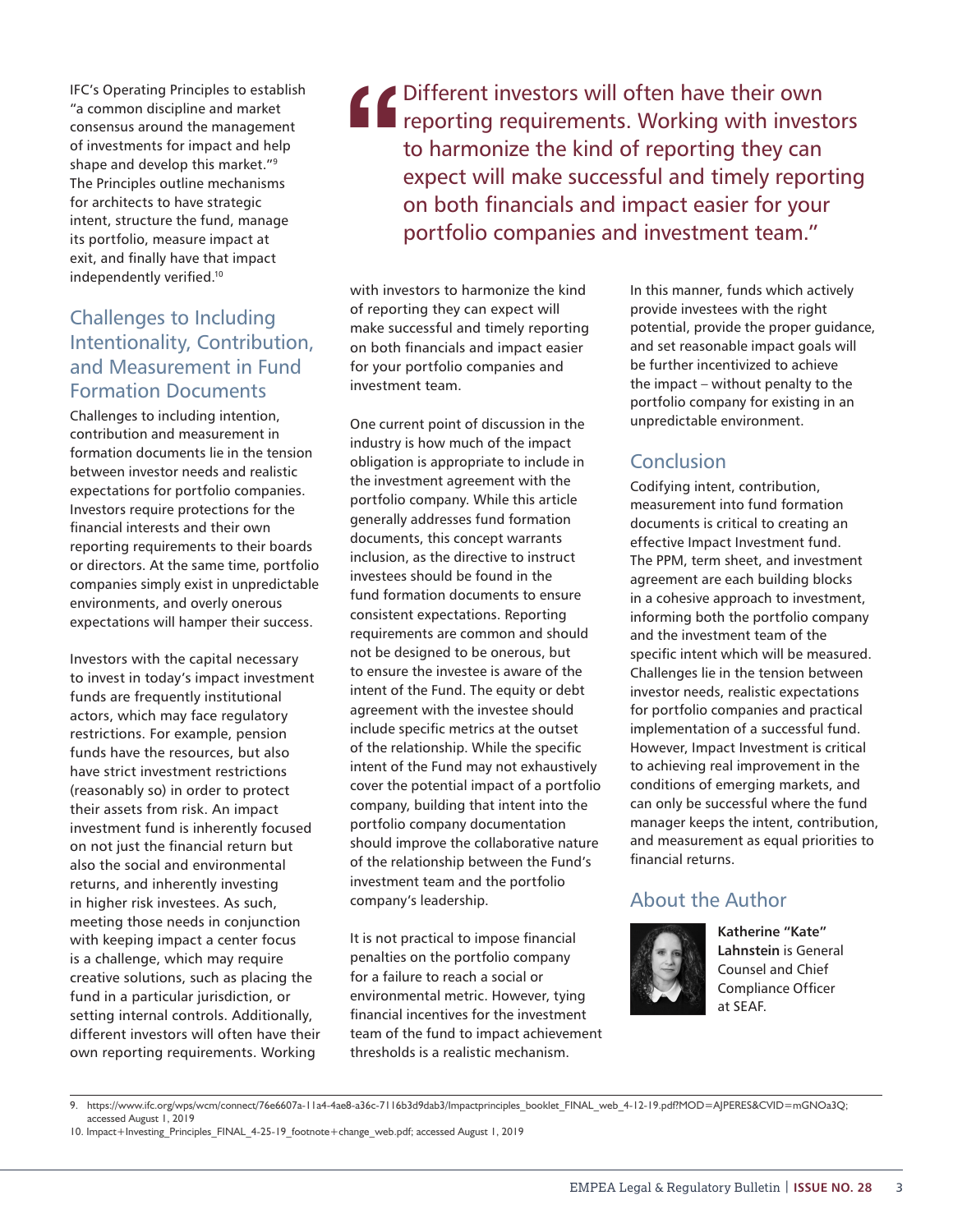IFC's Operating Principles to establish "a common discipline and market consensus around the management of investments for impact and help shape and develop this market."[9] The Principles outline mechanisms for architects to have strategic intent, structure the fund, manage its portfolio, measure impact at exit, and finally have that impact independently verified.[10]

> "Different investors will often have their own reporting requirements. Working with investors to harmonize the kind of reporting they can expect will make successful and timely reporting on both financials and impact easier for your portfolio companies and investment team."

## Challenges to Including Intentionality, Contribution, and Measurement in Fund Formation Documents

Challenges to including intention, contribution and measurement in formation documents lie in the tension between investor needs and realistic expectations for portfolio companies. Investors require protections for the financial interests and their own reporting requirements to their boards or directors. At the same time, portfolio companies simply exist in unpredictable environments, and overly onerous expectations will hamper their success.

Investors with the capital necessary to invest in today's impact investment funds are frequently institutional actors, which may face regulatory restrictions. For example, pension funds have the resources, but also have strict investment restrictions (reasonably so) in order to protect their assets from risk. An impact investment fund is inherently focused on not just the financial return but also the social and environmental returns, and inherently investing in higher risk investees. As such, meeting those needs in conjunction with keeping impact a center focus is a challenge, which may require creative solutions, such as placing the fund in a particular jurisdiction, or setting internal controls. Additionally, different investors will often have their own reporting requirements. Working with investors to harmonize the kind of reporting they can expect will make successful and timely reporting on both financials and impact easier for your portfolio companies and investment team.

One current point of discussion in the industry is how much of the impact obligation is appropriate to include in the investment agreement with the portfolio company. While this article generally addresses fund formation documents, this concept warrants inclusion, as the directive to instruct investees should be found in the fund formation documents to ensure consistent expectations. Reporting requirements are common and should not be designed to be onerous, but to ensure the investee is aware of the intent of the Fund. The equity or debt agreement with the investee should include specific metrics at the outset of the relationship. While the specific intent of the Fund may not exhaustively cover the potential impact of a portfolio company, building that intent into the portfolio company documentation should improve the collaborative nature of the relationship between the Fund's investment team and the portfolio company's leadership.

It is not practical to impose financial penalties on the portfolio company for a failure to reach a social or environmental metric. However, tying financial incentives for the investment team of the fund to impact achievement thresholds is a realistic mechanism.

In this manner, funds which actively provide investees with the right potential, provide the proper guidance, and set reasonable impact goals will be further incentivized to achieve the impact – without penalty to the portfolio company for existing in an unpredictable environment.

## Conclusion

Codifying intent, contribution, measurement into fund formation documents is critical to creating an effective Impact Investment fund. The PPM, term sheet, and investment agreement are each building blocks in a cohesive approach to investment, informing both the portfolio company and the investment team of the specific intent which will be measured. Challenges lie in the tension between investor needs, realistic expectations for portfolio companies and practical implementation of a successful fund. However, Impact Investment is critical to achieving real improvement in the conditions of emerging markets, and can only be successful where the fund manager keeps the intent, contribution, and measurement as equal priorities to financial returns.

## About the Author

**Katherine "Kate" Lahnstein** is General Counsel and Chief Compliance Officer at SEAF.

---

9. https://www.ifc.org/wps/wcm/connect/76e6607a-11a4-4ae8-a36c-7116b3d9dab3/Impactprinciples_booklet_FINAL_web_4-12-19.pdf?MOD=AJPERES&CVID=mGNOa3Q; accessed August 1, 2019
10. Impact+Investing_Principles_FINAL_4-25-19_footnote+change_web.pdf; accessed August 1, 2019